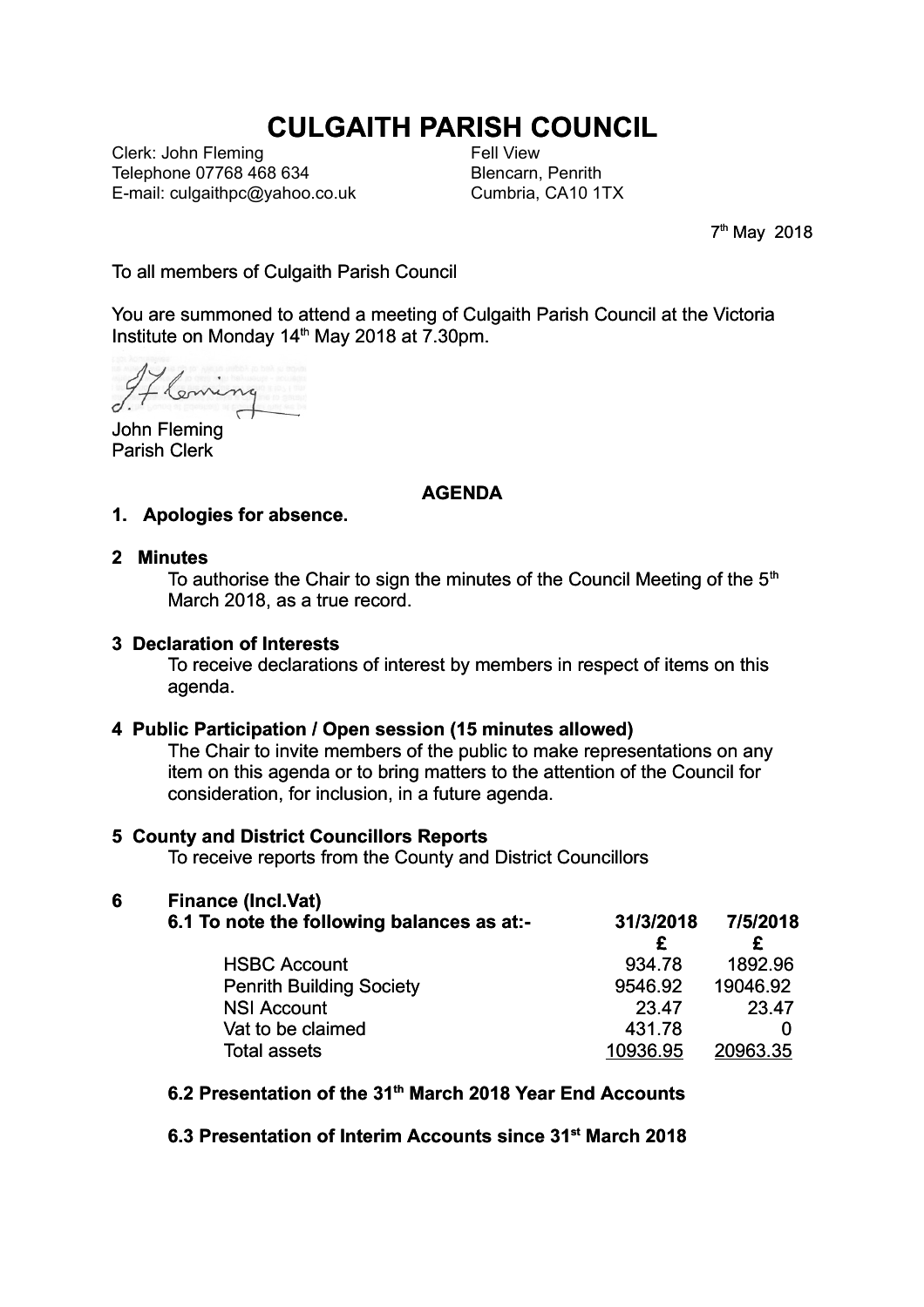# CULGAITH PARISH COUNCIL

Clerk: John Fleming
Telephone 07768 468 634
E-mail: culgaithpc@yahoo.co.uk

Fell View
Blencarn, Penrith
Cumbria, CA10 1TX

7th May 2018

To all members of Culgaith Parish Council

You are summoned to attend a meeting of Culgaith Parish Council at the Victoria Institute on Monday 14th May 2018 at 7.30pm.

John Fleming
Parish Clerk

## AGENDA

**1. Apologies for absence.**

**2 Minutes**

To authorise the Chair to sign the minutes of the Council Meeting of the 5th March 2018, as a true record.

**3 Declaration of Interests**

To receive declarations of interest by members in respect of items on this agenda.

**4 Public Participation / Open session (15 minutes allowed)**

The Chair to invite members of the public to make representations on any item on this agenda or to bring matters to the attention of the Council for consideration, for inclusion, in a future agenda.

**5 County and District Councillors Reports**

To receive reports from the County and District Councillors

**6 Finance (Incl.Vat)**

**6.1 To note the following balances as at:-**

| | 31/3/2018 | 7/5/2018 |
|---|---|---|
| | £ | £ |
| HSBC Account | 934.78 | 1892.96 |
| Penrith Building Society | 9546.92 | 19046.92 |
| NSI Account | 23.47 | 23.47 |
| Vat to be claimed | 431.78 | 0 |
| Total assets | 10936.95 | 20963.35 |

**6.2 Presentation of the 31th March 2018 Year End Accounts**

**6.3 Presentation of Interim Accounts since 31st March 2018**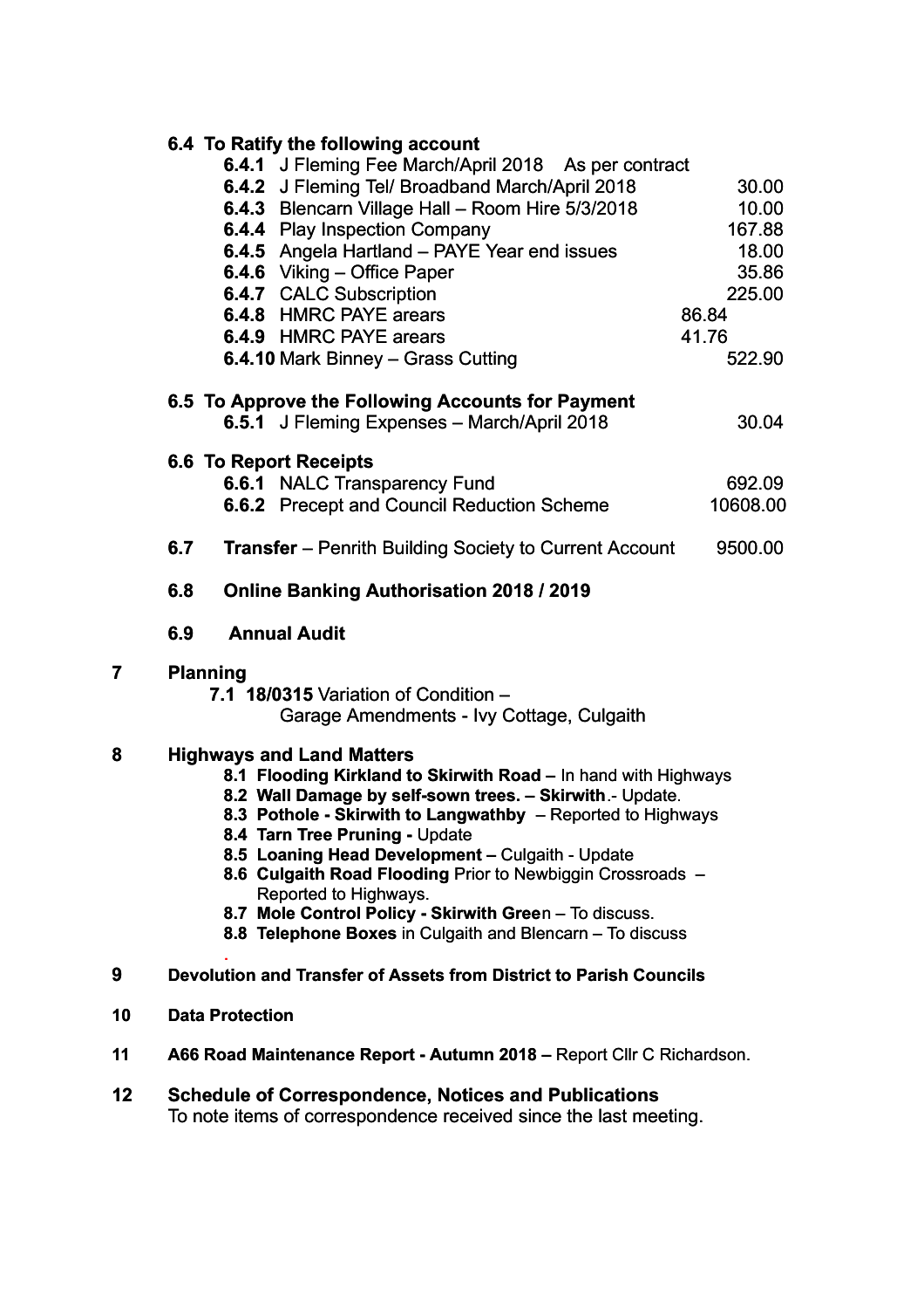**6.4 To Ratify the following account**

| | | |
|---|---|---|
| **6.4.1** | J Fleming Fee March/April 2018 As per contract | |
| **6.4.2** | J Fleming Tel/ Broadband March/April 2018 | 30.00 |
| **6.4.3** | Blencarn Village Hall – Room Hire 5/3/2018 | 10.00 |
| **6.4.4** | Play Inspection Company | 167.88 |
| **6.4.5** | Angela Hartland – PAYE Year end issues | 18.00 |
| **6.4.6** | Viking – Office Paper | 35.86 |
| **6.4.7** | CALC Subscription | 225.00 |
| **6.4.8** | HMRC PAYE arears | 86.84 |
| **6.4.9** | HMRC PAYE arears | 41.76 |
| **6.4.10** | Mark Binney – Grass Cutting | 522.90 |

**6.5 To Approve the Following Accounts for Payment**

| | | |
|---|---|---|
| **6.5.1** | J Fleming Expenses – March/April 2018 | 30.04 |

**6.6 To Report Receipts**

| | | |
|---|---|---|
| **6.6.1** | NALC Transparency Fund | 692.09 |
| **6.6.2** | Precept and Council Reduction Scheme | 10608.00 |

**6.7 Transfer** – Penrith Building Society to Current Account 9500.00

**6.8 Online Banking Authorisation 2018 / 2019**

**6.9 Annual Audit**

**7 Planning**

**7.1 18/0315** Variation of Condition – Garage Amendments - Ivy Cottage, Culgaith

**8 Highways and Land Matters**

- **8.1 Flooding Kirkland to Skirwith Road –** In hand with Highways
- **8.2 Wall Damage by self-sown trees. – Skirwith**.- Update.
- **8.3 Pothole - Skirwith to Langwathby** – Reported to Highways
- **8.4 Tarn Tree Pruning -** Update
- **8.5 Loaning Head Development –** Culgaith - Update
- **8.6 Culgaith Road Flooding** Prior to Newbiggin Crossroads – Reported to Highways.
- **8.7 Mole Control Policy - Skirwith Gree**n – To discuss.
- **8.8 Telephone Boxes** in Culgaith and Blencarn – To discuss

**9 Devolution and Transfer of Assets from District to Parish Councils**

**10 Data Protection**

**11 A66 Road Maintenance Report - Autumn 2018 –** Report Cllr C Richardson.

**12 Schedule of Correspondence, Notices and Publications**

To note items of correspondence received since the last meeting.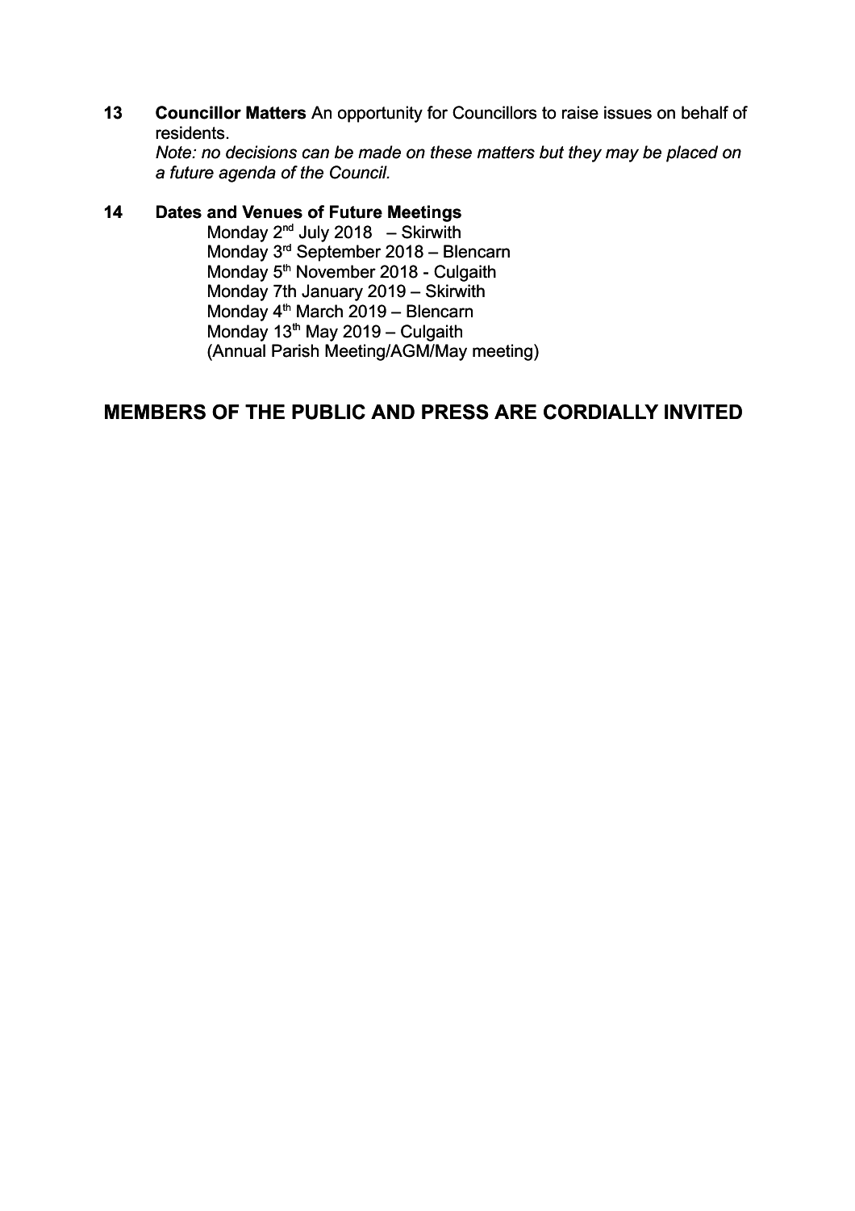**13 Councillor Matters** An opportunity for Councillors to raise issues on behalf of residents.
*Note: no decisions can be made on these matters but they may be placed on a future agenda of the Council.*

**14 Dates and Venues of Future Meetings**

Monday 2nd July 2018 – Skirwith
Monday 3rd September 2018 – Blencarn
Monday 5th November 2018 - Culgaith
Monday 7th January 2019 – Skirwith
Monday 4th March 2019 – Blencarn
Monday 13th May 2019 – Culgaith
(Annual Parish Meeting/AGM/May meeting)

## MEMBERS OF THE PUBLIC AND PRESS ARE CORDIALLY INVITED